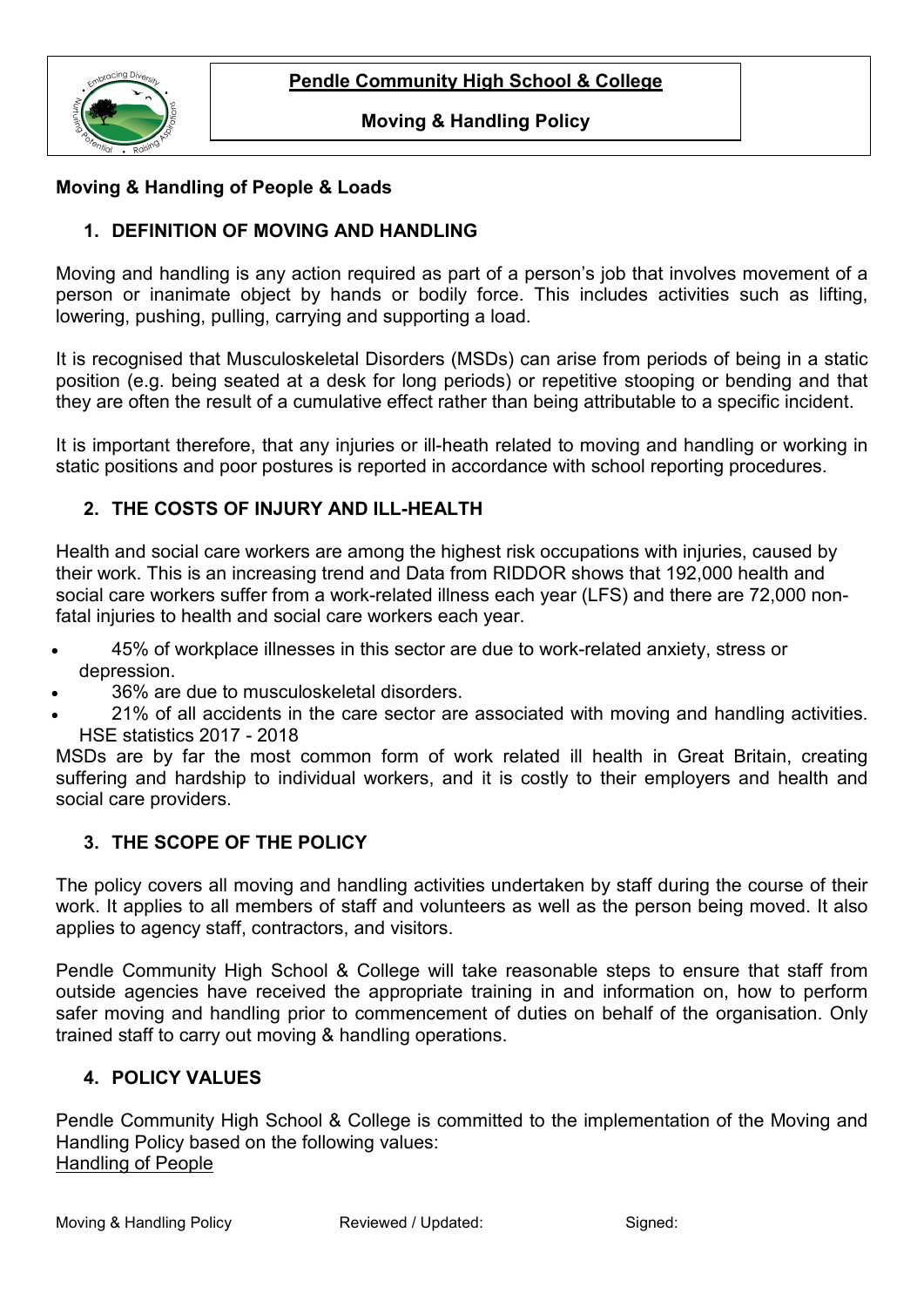**Pendle Community High School & College**

**Moving & Handling Policy**

## Moving & Handling of People & Loads

### 1. DEFINITION OF MOVING AND HANDLING

Moving and handling is any action required as part of a person's job that involves movement of a person or inanimate object by hands or bodily force. This includes activities such as lifting, lowering, pushing, pulling, carrying and supporting a load.

It is recognised that Musculoskeletal Disorders (MSDs) can arise from periods of being in a static position (e.g. being seated at a desk for long periods) or repetitive stooping or bending and that they are often the result of a cumulative effect rather than being attributable to a specific incident.

It is important therefore, that any injuries or ill-heath related to moving and handling or working in static positions and poor postures is reported in accordance with school reporting procedures.

### 2. THE COSTS OF INJURY AND ILL-HEALTH

Health and social care workers are among the highest risk occupations with injuries, caused by their work. This is an increasing trend and Data from RIDDOR shows that 192,000 health and social care workers suffer from a work-related illness each year (LFS) and there are 72,000 non-fatal injuries to health and social care workers each year.

- 45% of workplace illnesses in this sector are due to work-related anxiety, stress or depression.
- 36% are due to musculoskeletal disorders.
- 21% of all accidents in the care sector are associated with moving and handling activities. HSE statistics 2017 - 2018

MSDs are by far the most common form of work related ill health in Great Britain, creating suffering and hardship to individual workers, and it is costly to their employers and health and social care providers.

### 3. THE SCOPE OF THE POLICY

The policy covers all moving and handling activities undertaken by staff during the course of their work. It applies to all members of staff and volunteers as well as the person being moved. It also applies to agency staff, contractors, and visitors.

Pendle Community High School & College will take reasonable steps to ensure that staff from outside agencies have received the appropriate training in and information on, how to perform safer moving and handling prior to commencement of duties on behalf of the organisation. Only trained staff to carry out moving & handling operations.

### 4. POLICY VALUES

Pendle Community High School & College is committed to the implementation of the Moving and Handling Policy based on the following values:

Handling of People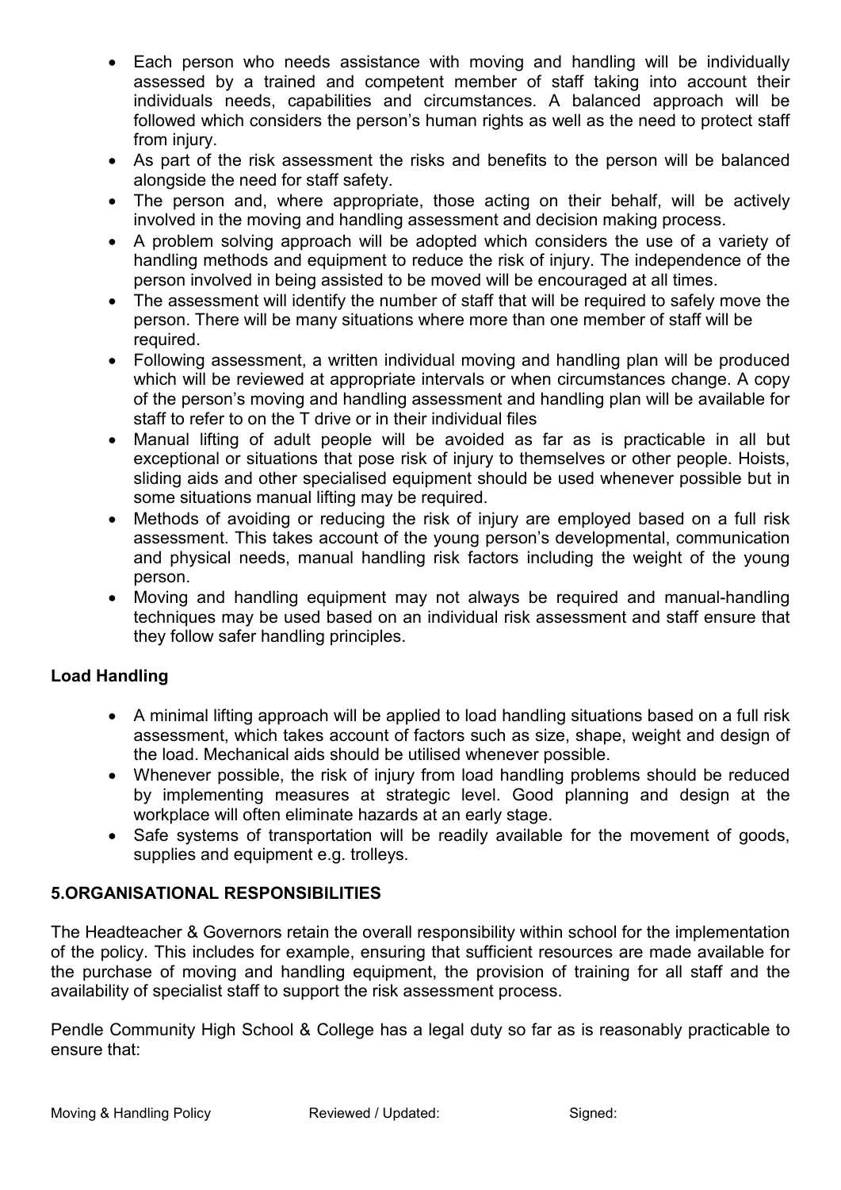- Each person who needs assistance with moving and handling will be individually assessed by a trained and competent member of staff taking into account their individuals needs, capabilities and circumstances. A balanced approach will be followed which considers the person's human rights as well as the need to protect staff from injury.
- As part of the risk assessment the risks and benefits to the person will be balanced alongside the need for staff safety.
- The person and, where appropriate, those acting on their behalf, will be actively involved in the moving and handling assessment and decision making process.
- A problem solving approach will be adopted which considers the use of a variety of handling methods and equipment to reduce the risk of injury. The independence of the person involved in being assisted to be moved will be encouraged at all times.
- The assessment will identify the number of staff that will be required to safely move the person. There will be many situations where more than one member of staff will be required.
- Following assessment, a written individual moving and handling plan will be produced which will be reviewed at appropriate intervals or when circumstances change. A copy of the person's moving and handling assessment and handling plan will be available for staff to refer to on the T drive or in their individual files
- Manual lifting of adult people will be avoided as far as is practicable in all but exceptional or situations that pose risk of injury to themselves or other people. Hoists, sliding aids and other specialised equipment should be used whenever possible but in some situations manual lifting may be required.
- Methods of avoiding or reducing the risk of injury are employed based on a full risk assessment. This takes account of the young person's developmental, communication and physical needs, manual handling risk factors including the weight of the young person.
- Moving and handling equipment may not always be required and manual-handling techniques may be used based on an individual risk assessment and staff ensure that they follow safer handling principles.

**Load Handling**

- A minimal lifting approach will be applied to load handling situations based on a full risk assessment, which takes account of factors such as size, shape, weight and design of the load. Mechanical aids should be utilised whenever possible.
- Whenever possible, the risk of injury from load handling problems should be reduced by implementing measures at strategic level. Good planning and design at the workplace will often eliminate hazards at an early stage.
- Safe systems of transportation will be readily available for the movement of goods, supplies and equipment e.g. trolleys.

## 5.ORGANISATIONAL RESPONSIBILITIES

The Headteacher & Governors retain the overall responsibility within school for the implementation of the policy. This includes for example, ensuring that sufficient resources are made available for the purchase of moving and handling equipment, the provision of training for all staff and the availability of specialist staff to support the risk assessment process.

Pendle Community High School & College has a legal duty so far as is reasonably practicable to ensure that: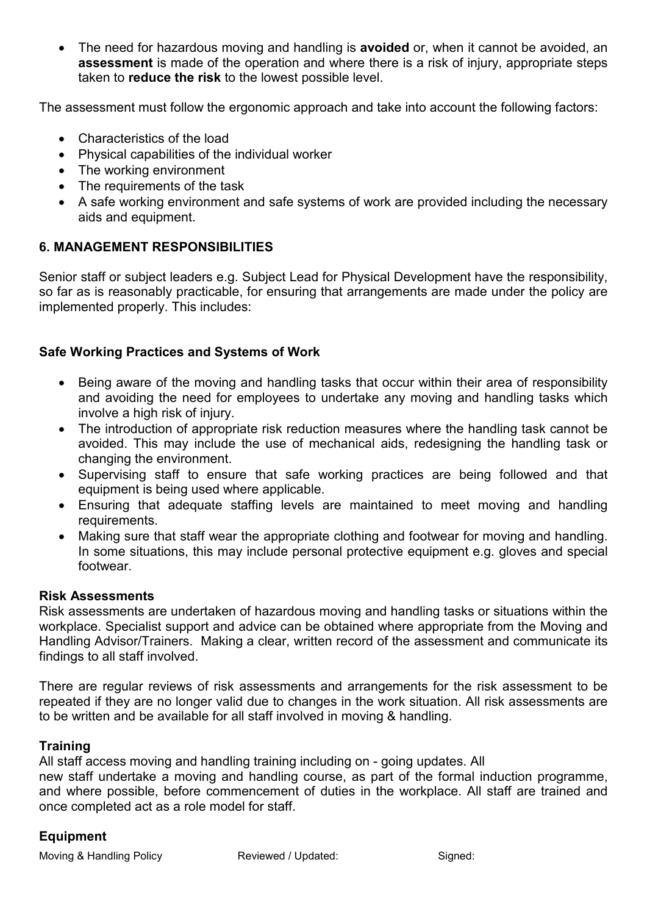- The need for hazardous moving and handling is **avoided** or, when it cannot be avoided, an **assessment** is made of the operation and where there is a risk of injury, appropriate steps taken to **reduce the risk** to the lowest possible level.

The assessment must follow the ergonomic approach and take into account the following factors:

- Characteristics of the load
- Physical capabilities of the individual worker
- The working environment
- The requirements of the task
- A safe working environment and safe systems of work are provided including the necessary aids and equipment.

## 6. MANAGEMENT RESPONSIBILITIES

Senior staff or subject leaders e.g. Subject Lead for Physical Development have the responsibility, so far as is reasonably practicable, for ensuring that arrangements are made under the policy are implemented properly. This includes:

### Safe Working Practices and Systems of Work

- Being aware of the moving and handling tasks that occur within their area of responsibility and avoiding the need for employees to undertake any moving and handling tasks which involve a high risk of injury.
- The introduction of appropriate risk reduction measures where the handling task cannot be avoided. This may include the use of mechanical aids, redesigning the handling task or changing the environment.
- Supervising staff to ensure that safe working practices are being followed and that equipment is being used where applicable.
- Ensuring that adequate staffing levels are maintained to meet moving and handling requirements.
- Making sure that staff wear the appropriate clothing and footwear for moving and handling. In some situations, this may include personal protective equipment e.g. gloves and special footwear.

### Risk Assessments

Risk assessments are undertaken of hazardous moving and handling tasks or situations within the workplace. Specialist support and advice can be obtained where appropriate from the Moving and Handling Advisor/Trainers. Making a clear, written record of the assessment and communicate its findings to all staff involved.

There are regular reviews of risk assessments and arrangements for the risk assessment to be repeated if they are no longer valid due to changes in the work situation. All risk assessments are to be written and be available for all staff involved in moving & handling.

### Training

All staff access moving and handling training including on - going updates. All new staff undertake a moving and handling course, as part of the formal induction programme, and where possible, before commencement of duties in the workplace. All staff are trained and once completed act as a role model for staff.

### Equipment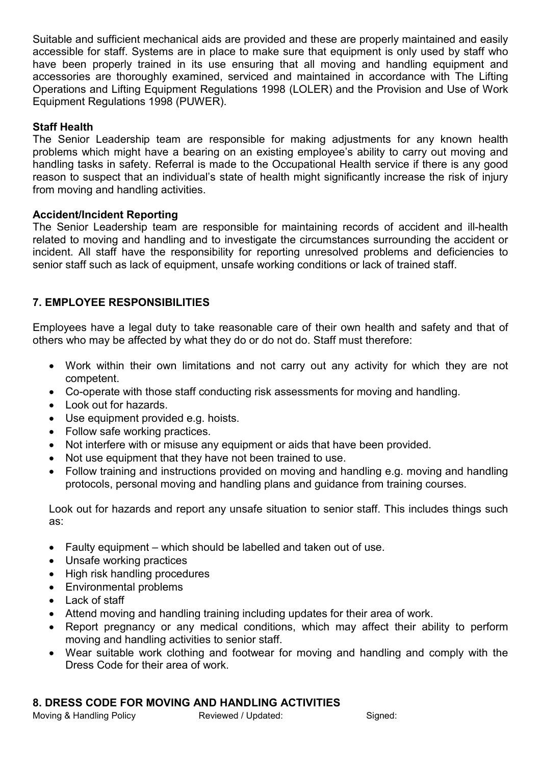Suitable and sufficient mechanical aids are provided and these are properly maintained and easily accessible for staff. Systems are in place to make sure that equipment is only used by staff who have been properly trained in its use ensuring that all moving and handling equipment and accessories are thoroughly examined, serviced and maintained in accordance with The Lifting Operations and Lifting Equipment Regulations 1998 (LOLER) and the Provision and Use of Work Equipment Regulations 1998 (PUWER).

**Staff Health**

The Senior Leadership team are responsible for making adjustments for any known health problems which might have a bearing on an existing employee's ability to carry out moving and handling tasks in safety. Referral is made to the Occupational Health service if there is any good reason to suspect that an individual's state of health might significantly increase the risk of injury from moving and handling activities.

**Accident/Incident Reporting**

The Senior Leadership team are responsible for maintaining records of accident and ill-health related to moving and handling and to investigate the circumstances surrounding the accident or incident. All staff have the responsibility for reporting unresolved problems and deficiencies to senior staff such as lack of equipment, unsafe working conditions or lack of trained staff.

## 7. EMPLOYEE RESPONSIBILITIES

Employees have a legal duty to take reasonable care of their own health and safety and that of others who may be affected by what they do or do not do. Staff must therefore:

- Work within their own limitations and not carry out any activity for which they are not competent.
- Co-operate with those staff conducting risk assessments for moving and handling.
- Look out for hazards.
- Use equipment provided e.g. hoists.
- Follow safe working practices.
- Not interfere with or misuse any equipment or aids that have been provided.
- Not use equipment that they have not been trained to use.
- Follow training and instructions provided on moving and handling e.g. moving and handling protocols, personal moving and handling plans and guidance from training courses.

Look out for hazards and report any unsafe situation to senior staff. This includes things such as:

- Faulty equipment – which should be labelled and taken out of use.
- Unsafe working practices
- High risk handling procedures
- Environmental problems
- Lack of staff
- Attend moving and handling training including updates for their area of work.
- Report pregnancy or any medical conditions, which may affect their ability to perform moving and handling activities to senior staff.
- Wear suitable work clothing and footwear for moving and handling and comply with the Dress Code for their area of work.

## 8. DRESS CODE FOR MOVING AND HANDLING ACTIVITIES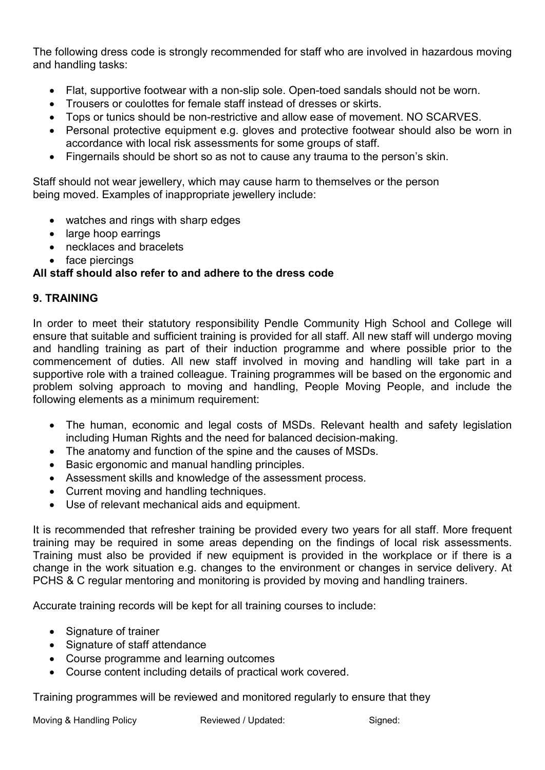The following dress code is strongly recommended for staff who are involved in hazardous moving and handling tasks:

- Flat, supportive footwear with a non-slip sole. Open-toed sandals should not be worn.
- Trousers or coulottes for female staff instead of dresses or skirts.
- Tops or tunics should be non-restrictive and allow ease of movement. NO SCARVES.
- Personal protective equipment e.g. gloves and protective footwear should also be worn in accordance with local risk assessments for some groups of staff.
- Fingernails should be short so as not to cause any trauma to the person's skin.

Staff should not wear jewellery, which may cause harm to themselves or the person being moved. Examples of inappropriate jewellery include:

- watches and rings with sharp edges
- large hoop earrings
- necklaces and bracelets
- face piercings

**All staff should also refer to and adhere to the dress code**

## 9. TRAINING

In order to meet their statutory responsibility Pendle Community High School and College will ensure that suitable and sufficient training is provided for all staff. All new staff will undergo moving and handling training as part of their induction programme and where possible prior to the commencement of duties. All new staff involved in moving and handling will take part in a supportive role with a trained colleague. Training programmes will be based on the ergonomic and problem solving approach to moving and handling, People Moving People, and include the following elements as a minimum requirement:

- The human, economic and legal costs of MSDs. Relevant health and safety legislation including Human Rights and the need for balanced decision-making.
- The anatomy and function of the spine and the causes of MSDs.
- Basic ergonomic and manual handling principles.
- Assessment skills and knowledge of the assessment process.
- Current moving and handling techniques.
- Use of relevant mechanical aids and equipment.

It is recommended that refresher training be provided every two years for all staff. More frequent training may be required in some areas depending on the findings of local risk assessments. Training must also be provided if new equipment is provided in the workplace or if there is a change in the work situation e.g. changes to the environment or changes in service delivery. At PCHS & C regular mentoring and monitoring is provided by moving and handling trainers.

Accurate training records will be kept for all training courses to include:

- Signature of trainer
- Signature of staff attendance
- Course programme and learning outcomes
- Course content including details of practical work covered.

Training programmes will be reviewed and monitored regularly to ensure that they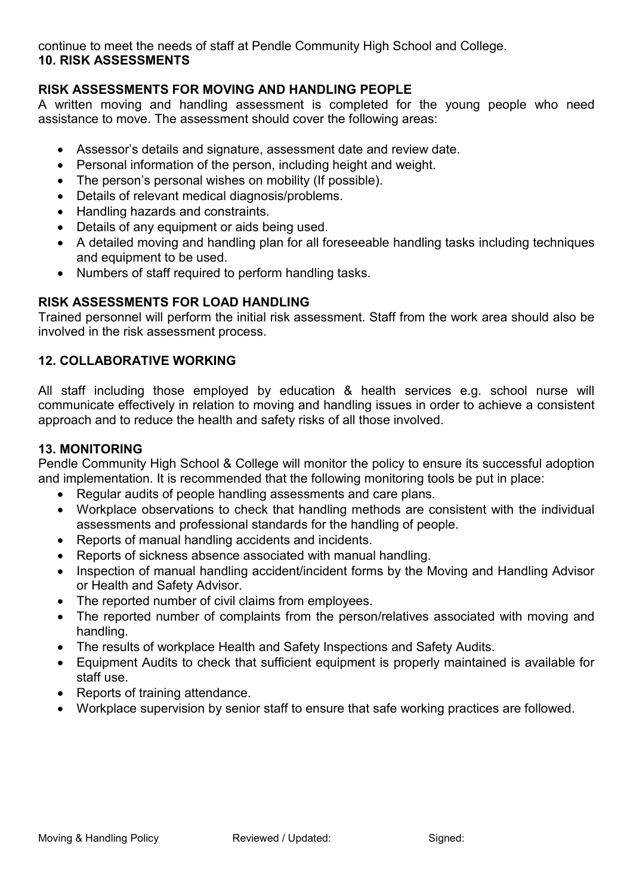continue to meet the needs of staff at Pendle Community High School and College.

## 10. RISK ASSESSMENTS

### RISK ASSESSMENTS FOR MOVING AND HANDLING PEOPLE

A written moving and handling assessment is completed for the young people who need assistance to move. The assessment should cover the following areas:

- Assessor's details and signature, assessment date and review date.
- Personal information of the person, including height and weight.
- The person's personal wishes on mobility (If possible).
- Details of relevant medical diagnosis/problems.
- Handling hazards and constraints.
- Details of any equipment or aids being used.
- A detailed moving and handling plan for all foreseeable handling tasks including techniques and equipment to be used.
- Numbers of staff required to perform handling tasks.

### RISK ASSESSMENTS FOR LOAD HANDLING

Trained personnel will perform the initial risk assessment. Staff from the work area should also be involved in the risk assessment process.

## 12. COLLABORATIVE WORKING

All staff including those employed by education & health services e.g. school nurse will communicate effectively in relation to moving and handling issues in order to achieve a consistent approach and to reduce the health and safety risks of all those involved.

## 13. MONITORING

Pendle Community High School & College will monitor the policy to ensure its successful adoption and implementation. It is recommended that the following monitoring tools be put in place:

- Regular audits of people handling assessments and care plans.
- Workplace observations to check that handling methods are consistent with the individual assessments and professional standards for the handling of people.
- Reports of manual handling accidents and incidents.
- Reports of sickness absence associated with manual handling.
- Inspection of manual handling accident/incident forms by the Moving and Handling Advisor or Health and Safety Advisor.
- The reported number of civil claims from employees.
- The reported number of complaints from the person/relatives associated with moving and handling.
- The results of workplace Health and Safety Inspections and Safety Audits.
- Equipment Audits to check that sufficient equipment is properly maintained is available for staff use.
- Reports of training attendance.
- Workplace supervision by senior staff to ensure that safe working practices are followed.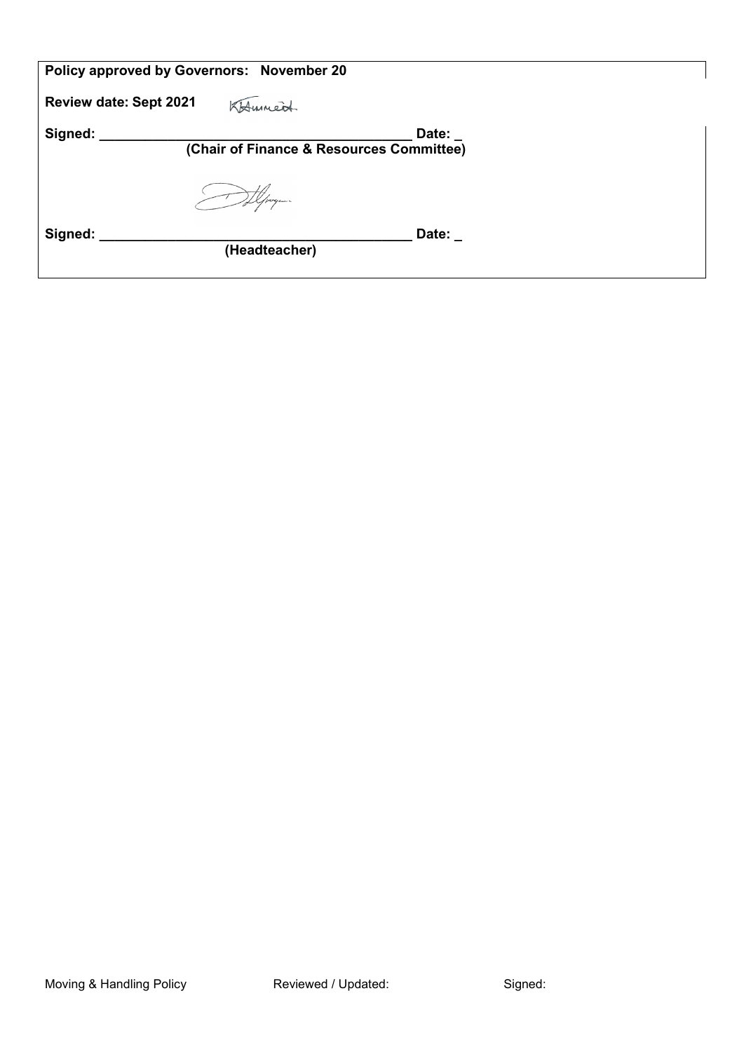**Policy approved by Governors: November 20**

**Review date: Sept 2021**

**Signed: ___________________________________________ Date: _**
**(Chair of Finance & Resources Committee)**

**Signed: ___________________________________________ Date: _**
**(Headteacher)**